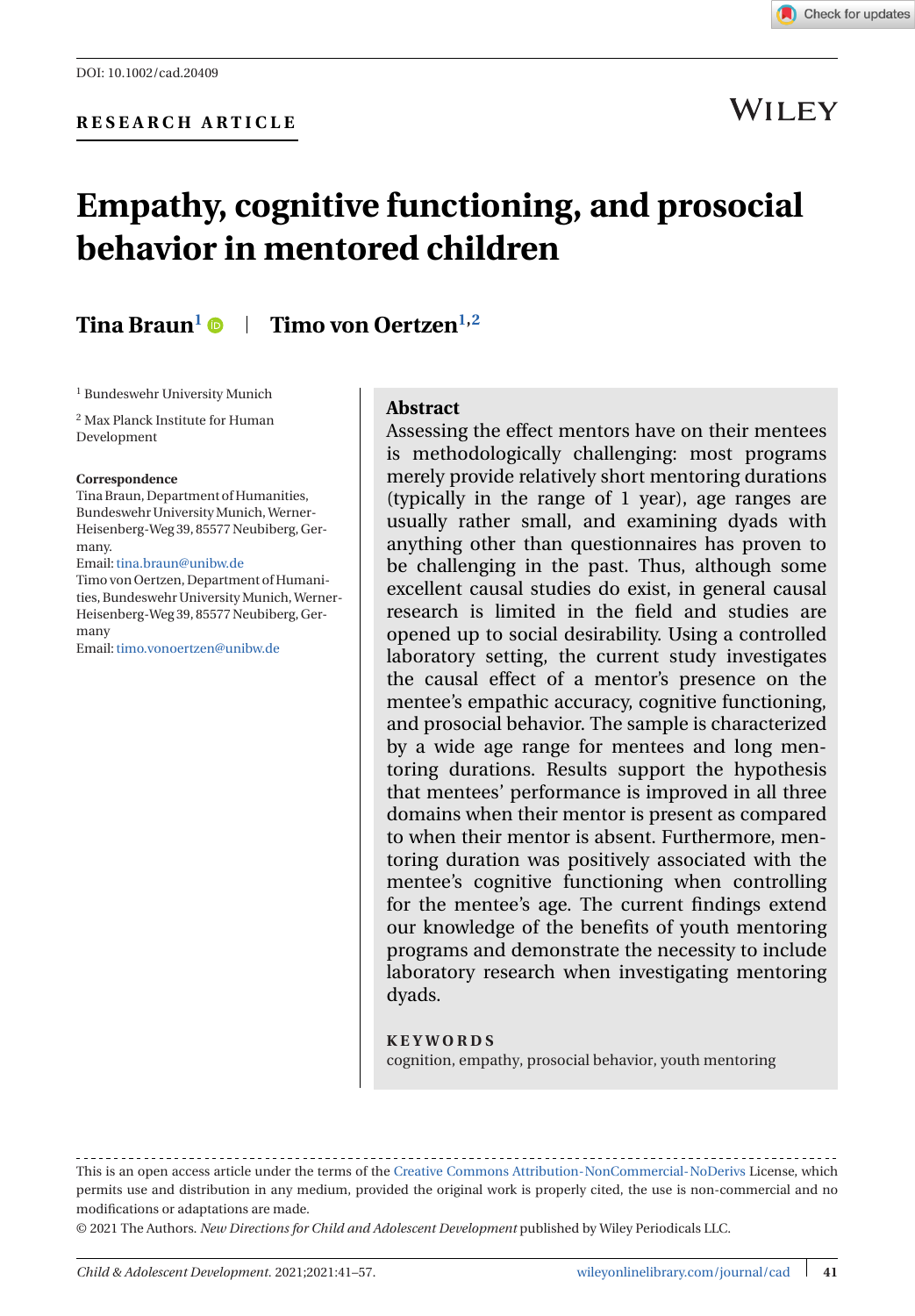DOI: 10.1002/cad.20409

**RESEARCH ARTICLE**

# Empathy, cognitive functioning, and prosocial behavior in mentored children

**Tina Braun**[1] | **Timo von Oertzen**[1,2]

[1] Bundeswehr University Munich

[2] Max Planck Institute for Human Development

**Correspondence**
Tina Braun, Department of Humanities, Bundeswehr University Munich, Werner-Heisenberg-Weg 39, 85577 Neubiberg, Germany.
Email: tina.braun@unibw.de
Timo von Oertzen, Department of Humanities, Bundeswehr University Munich, Werner-Heisenberg-Weg 39, 85577 Neubiberg, Germany
Email: timo.vonoertzen@unibw.de

## Abstract

Assessing the effect mentors have on their mentees is methodologically challenging: most programs merely provide relatively short mentoring durations (typically in the range of 1 year), age ranges are usually rather small, and examining dyads with anything other than questionnaires has proven to be challenging in the past. Thus, although some excellent causal studies do exist, in general causal research is limited in the field and studies are opened up to social desirability. Using a controlled laboratory setting, the current study investigates the causal effect of a mentor's presence on the mentee's empathic accuracy, cognitive functioning, and prosocial behavior. The sample is characterized by a wide age range for mentees and long mentoring durations. Results support the hypothesis that mentees' performance is improved in all three domains when their mentor is present as compared to when their mentor is absent. Furthermore, mentoring duration was positively associated with the mentee's cognitive functioning when controlling for the mentee's age. The current findings extend our knowledge of the benefits of youth mentoring programs and demonstrate the necessity to include laboratory research when investigating mentoring dyads.

**KEYWORDS**

cognition, empathy, prosocial behavior, youth mentoring

---

This is an open access article under the terms of the Creative Commons Attribution-NonCommercial-NoDerivs License, which permits use and distribution in any medium, provided the original work is properly cited, the use is non-commercial and no modifications or adaptations are made.

© 2021 The Authors. *New Directions for Child and Adolescent Development* published by Wiley Periodicals LLC.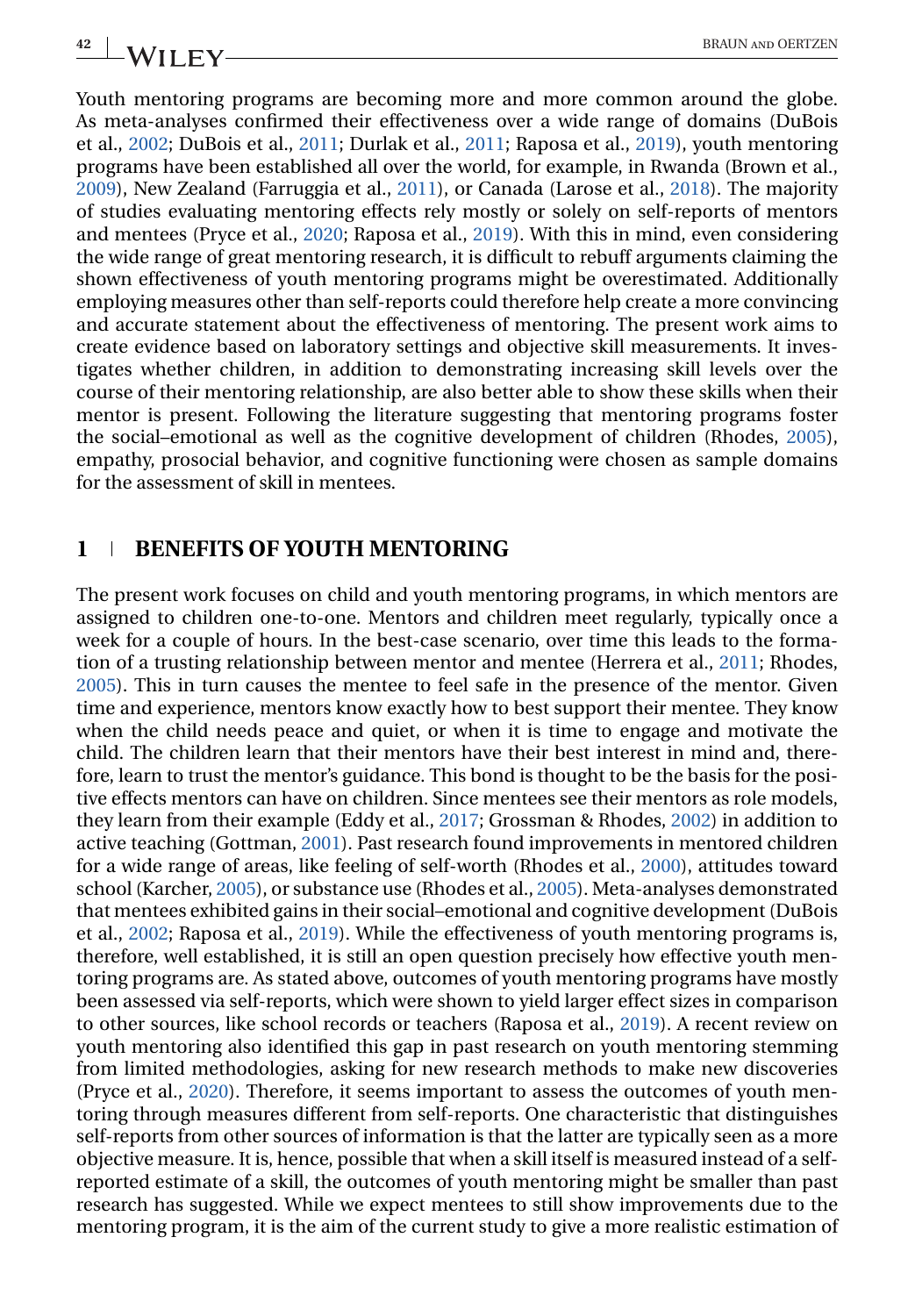Youth mentoring programs are becoming more and more common around the globe. As meta-analyses confirmed their effectiveness over a wide range of domains (DuBois et al., 2002; DuBois et al., 2011; Durlak et al., 2011; Raposa et al., 2019), youth mentoring programs have been established all over the world, for example, in Rwanda (Brown et al., 2009), New Zealand (Farruggia et al., 2011), or Canada (Larose et al., 2018). The majority of studies evaluating mentoring effects rely mostly or solely on self-reports of mentors and mentees (Pryce et al., 2020; Raposa et al., 2019). With this in mind, even considering the wide range of great mentoring research, it is difficult to rebuff arguments claiming the shown effectiveness of youth mentoring programs might be overestimated. Additionally employing measures other than self-reports could therefore help create a more convincing and accurate statement about the effectiveness of mentoring. The present work aims to create evidence based on laboratory settings and objective skill measurements. It investigates whether children, in addition to demonstrating increasing skill levels over the course of their mentoring relationship, are also better able to show these skills when their mentor is present. Following the literature suggesting that mentoring programs foster the social–emotional as well as the cognitive development of children (Rhodes, 2005), empathy, prosocial behavior, and cognitive functioning were chosen as sample domains for the assessment of skill in mentees.

## 1 BENEFITS OF YOUTH MENTORING

The present work focuses on child and youth mentoring programs, in which mentors are assigned to children one-to-one. Mentors and children meet regularly, typically once a week for a couple of hours. In the best-case scenario, over time this leads to the formation of a trusting relationship between mentor and mentee (Herrera et al., 2011; Rhodes, 2005). This in turn causes the mentee to feel safe in the presence of the mentor. Given time and experience, mentors know exactly how to best support their mentee. They know when the child needs peace and quiet, or when it is time to engage and motivate the child. The children learn that their mentors have their best interest in mind and, therefore, learn to trust the mentor's guidance. This bond is thought to be the basis for the positive effects mentors can have on children. Since mentees see their mentors as role models, they learn from their example (Eddy et al., 2017; Grossman & Rhodes, 2002) in addition to active teaching (Gottman, 2001). Past research found improvements in mentored children for a wide range of areas, like feeling of self-worth (Rhodes et al., 2000), attitudes toward school (Karcher, 2005), or substance use (Rhodes et al., 2005). Meta-analyses demonstrated that mentees exhibited gains in their social–emotional and cognitive development (DuBois et al., 2002; Raposa et al., 2019). While the effectiveness of youth mentoring programs is, therefore, well established, it is still an open question precisely how effective youth mentoring programs are. As stated above, outcomes of youth mentoring programs have mostly been assessed via self-reports, which were shown to yield larger effect sizes in comparison to other sources, like school records or teachers (Raposa et al., 2019). A recent review on youth mentoring also identified this gap in past research on youth mentoring stemming from limited methodologies, asking for new research methods to make new discoveries (Pryce et al., 2020). Therefore, it seems important to assess the outcomes of youth mentoring through measures different from self-reports. One characteristic that distinguishes self-reports from other sources of information is that the latter are typically seen as a more objective measure. It is, hence, possible that when a skill itself is measured instead of a self-reported estimate of a skill, the outcomes of youth mentoring might be smaller than past research has suggested. While we expect mentees to still show improvements due to the mentoring program, it is the aim of the current study to give a more realistic estimation of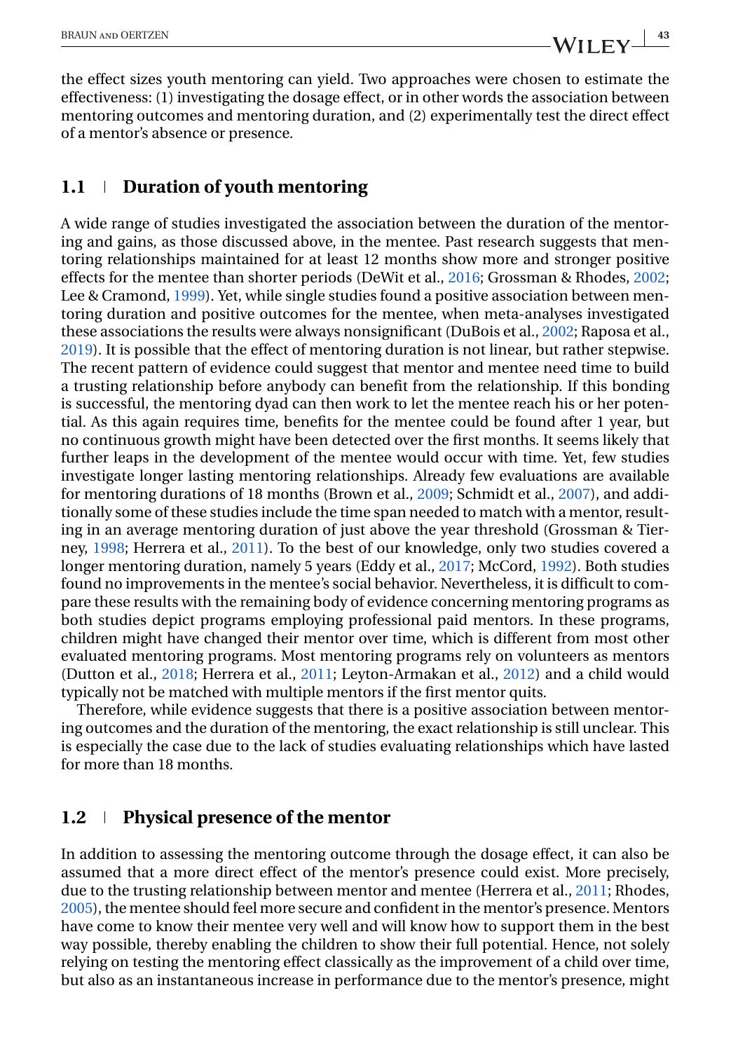the effect sizes youth mentoring can yield. Two approaches were chosen to estimate the effectiveness: (1) investigating the dosage effect, or in other words the association between mentoring outcomes and mentoring duration, and (2) experimentally test the direct effect of a mentor's absence or presence.

## 1.1 | Duration of youth mentoring

A wide range of studies investigated the association between the duration of the mentoring and gains, as those discussed above, in the mentee. Past research suggests that mentoring relationships maintained for at least 12 months show more and stronger positive effects for the mentee than shorter periods (DeWit et al., 2016; Grossman & Rhodes, 2002; Lee & Cramond, 1999). Yet, while single studies found a positive association between mentoring duration and positive outcomes for the mentee, when meta-analyses investigated these associations the results were always nonsignificant (DuBois et al., 2002; Raposa et al., 2019). It is possible that the effect of mentoring duration is not linear, but rather stepwise. The recent pattern of evidence could suggest that mentor and mentee need time to build a trusting relationship before anybody can benefit from the relationship. If this bonding is successful, the mentoring dyad can then work to let the mentee reach his or her potential. As this again requires time, benefits for the mentee could be found after 1 year, but no continuous growth might have been detected over the first months. It seems likely that further leaps in the development of the mentee would occur with time. Yet, few studies investigate longer lasting mentoring relationships. Already few evaluations are available for mentoring durations of 18 months (Brown et al., 2009; Schmidt et al., 2007), and additionally some of these studies include the time span needed to match with a mentor, resulting in an average mentoring duration of just above the year threshold (Grossman & Tierney, 1998; Herrera et al., 2011). To the best of our knowledge, only two studies covered a longer mentoring duration, namely 5 years (Eddy et al., 2017; McCord, 1992). Both studies found no improvements in the mentee's social behavior. Nevertheless, it is difficult to compare these results with the remaining body of evidence concerning mentoring programs as both studies depict programs employing professional paid mentors. In these programs, children might have changed their mentor over time, which is different from most other evaluated mentoring programs. Most mentoring programs rely on volunteers as mentors (Dutton et al., 2018; Herrera et al., 2011; Leyton-Armakan et al., 2012) and a child would typically not be matched with multiple mentors if the first mentor quits.

Therefore, while evidence suggests that there is a positive association between mentoring outcomes and the duration of the mentoring, the exact relationship is still unclear. This is especially the case due to the lack of studies evaluating relationships which have lasted for more than 18 months.

## 1.2 | Physical presence of the mentor

In addition to assessing the mentoring outcome through the dosage effect, it can also be assumed that a more direct effect of the mentor's presence could exist. More precisely, due to the trusting relationship between mentor and mentee (Herrera et al., 2011; Rhodes, 2005), the mentee should feel more secure and confident in the mentor's presence. Mentors have come to know their mentee very well and will know how to support them in the best way possible, thereby enabling the children to show their full potential. Hence, not solely relying on testing the mentoring effect classically as the improvement of a child over time, but also as an instantaneous increase in performance due to the mentor's presence, might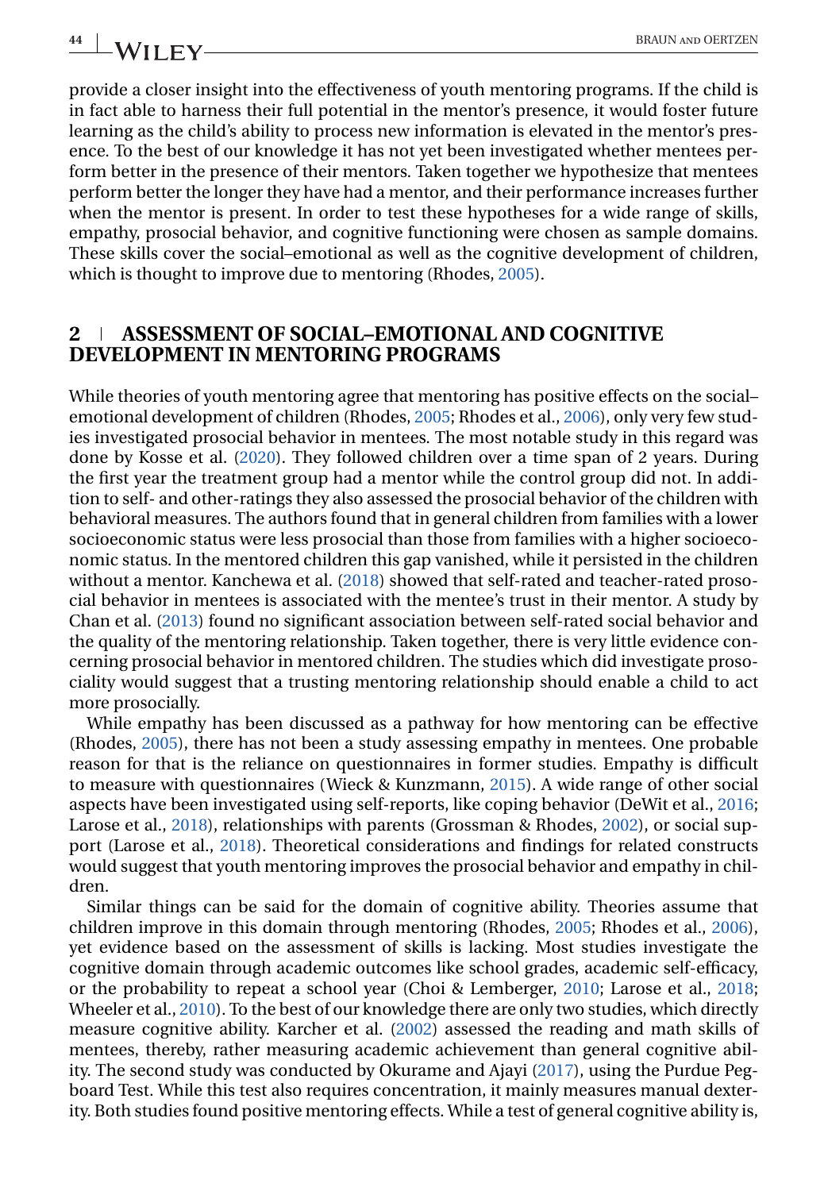provide a closer insight into the effectiveness of youth mentoring programs. If the child is in fact able to harness their full potential in the mentor's presence, it would foster future learning as the child's ability to process new information is elevated in the mentor's presence. To the best of our knowledge it has not yet been investigated whether mentees perform better in the presence of their mentors. Taken together we hypothesize that mentees perform better the longer they have had a mentor, and their performance increases further when the mentor is present. In order to test these hypotheses for a wide range of skills, empathy, prosocial behavior, and cognitive functioning were chosen as sample domains. These skills cover the social–emotional as well as the cognitive development of children, which is thought to improve due to mentoring (Rhodes, 2005).

## 2 ASSESSMENT OF SOCIAL–EMOTIONAL AND COGNITIVE DEVELOPMENT IN MENTORING PROGRAMS

While theories of youth mentoring agree that mentoring has positive effects on the social–emotional development of children (Rhodes, 2005; Rhodes et al., 2006), only very few studies investigated prosocial behavior in mentees. The most notable study in this regard was done by Kosse et al. (2020). They followed children over a time span of 2 years. During the first year the treatment group had a mentor while the control group did not. In addition to self- and other-ratings they also assessed the prosocial behavior of the children with behavioral measures. The authors found that in general children from families with a lower socioeconomic status were less prosocial than those from families with a higher socioeconomic status. In the mentored children this gap vanished, while it persisted in the children without a mentor. Kanchewa et al. (2018) showed that self-rated and teacher-rated prosocial behavior in mentees is associated with the mentee's trust in their mentor. A study by Chan et al. (2013) found no significant association between self-rated social behavior and the quality of the mentoring relationship. Taken together, there is very little evidence concerning prosocial behavior in mentored children. The studies which did investigate prosociality would suggest that a trusting mentoring relationship should enable a child to act more prosocially.

While empathy has been discussed as a pathway for how mentoring can be effective (Rhodes, 2005), there has not been a study assessing empathy in mentees. One probable reason for that is the reliance on questionnaires in former studies. Empathy is difficult to measure with questionnaires (Wieck & Kunzmann, 2015). A wide range of other social aspects have been investigated using self-reports, like coping behavior (DeWit et al., 2016; Larose et al., 2018), relationships with parents (Grossman & Rhodes, 2002), or social support (Larose et al., 2018). Theoretical considerations and findings for related constructs would suggest that youth mentoring improves the prosocial behavior and empathy in children.

Similar things can be said for the domain of cognitive ability. Theories assume that children improve in this domain through mentoring (Rhodes, 2005; Rhodes et al., 2006), yet evidence based on the assessment of skills is lacking. Most studies investigate the cognitive domain through academic outcomes like school grades, academic self-efficacy, or the probability to repeat a school year (Choi & Lemberger, 2010; Larose et al., 2018; Wheeler et al., 2010). To the best of our knowledge there are only two studies, which directly measure cognitive ability. Karcher et al. (2002) assessed the reading and math skills of mentees, thereby, rather measuring academic achievement than general cognitive ability. The second study was conducted by Okurame and Ajayi (2017), using the Purdue Pegboard Test. While this test also requires concentration, it mainly measures manual dexterity. Both studies found positive mentoring effects. While a test of general cognitive ability is,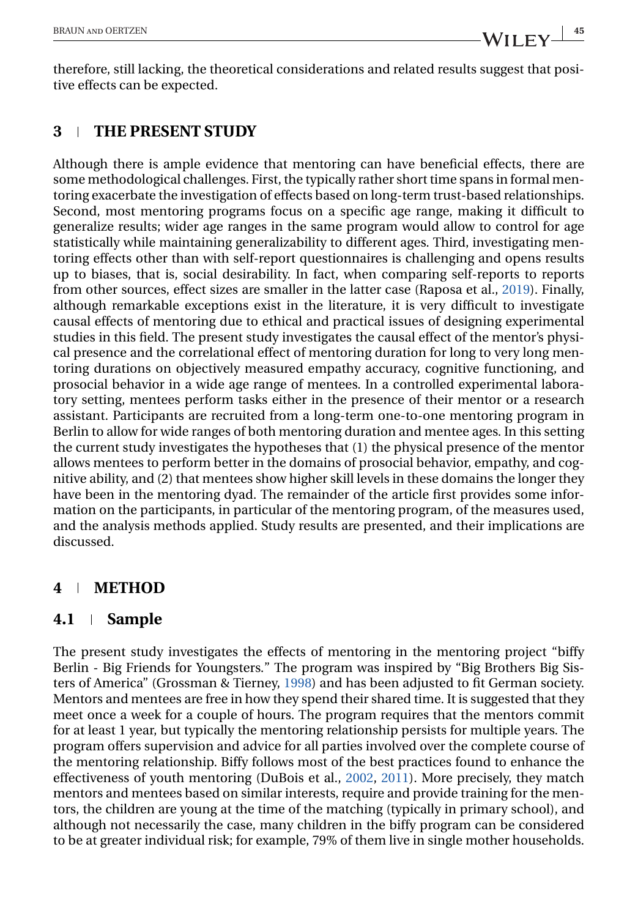therefore, still lacking, the theoretical considerations and related results suggest that positive effects can be expected.

## 3 THE PRESENT STUDY

Although there is ample evidence that mentoring can have beneficial effects, there are some methodological challenges. First, the typically rather short time spans in formal mentoring exacerbate the investigation of effects based on long-term trust-based relationships. Second, most mentoring programs focus on a specific age range, making it difficult to generalize results; wider age ranges in the same program would allow to control for age statistically while maintaining generalizability to different ages. Third, investigating mentoring effects other than with self-report questionnaires is challenging and opens results up to biases, that is, social desirability. In fact, when comparing self-reports to reports from other sources, effect sizes are smaller in the latter case (Raposa et al., 2019). Finally, although remarkable exceptions exist in the literature, it is very difficult to investigate causal effects of mentoring due to ethical and practical issues of designing experimental studies in this field. The present study investigates the causal effect of the mentor's physical presence and the correlational effect of mentoring duration for long to very long mentoring durations on objectively measured empathy accuracy, cognitive functioning, and prosocial behavior in a wide age range of mentees. In a controlled experimental laboratory setting, mentees perform tasks either in the presence of their mentor or a research assistant. Participants are recruited from a long-term one-to-one mentoring program in Berlin to allow for wide ranges of both mentoring duration and mentee ages. In this setting the current study investigates the hypotheses that (1) the physical presence of the mentor allows mentees to perform better in the domains of prosocial behavior, empathy, and cognitive ability, and (2) that mentees show higher skill levels in these domains the longer they have been in the mentoring dyad. The remainder of the article first provides some information on the participants, in particular of the mentoring program, of the measures used, and the analysis methods applied. Study results are presented, and their implications are discussed.

## 4 METHOD

### 4.1 Sample

The present study investigates the effects of mentoring in the mentoring project "biffy Berlin - Big Friends for Youngsters." The program was inspired by "Big Brothers Big Sisters of America" (Grossman & Tierney, 1998) and has been adjusted to fit German society. Mentors and mentees are free in how they spend their shared time. It is suggested that they meet once a week for a couple of hours. The program requires that the mentors commit for at least 1 year, but typically the mentoring relationship persists for multiple years. The program offers supervision and advice for all parties involved over the complete course of the mentoring relationship. Biffy follows most of the best practices found to enhance the effectiveness of youth mentoring (DuBois et al., 2002, 2011). More precisely, they match mentors and mentees based on similar interests, require and provide training for the mentors, the children are young at the time of the matching (typically in primary school), and although not necessarily the case, many children in the biffy program can be considered to be at greater individual risk; for example, 79% of them live in single mother households.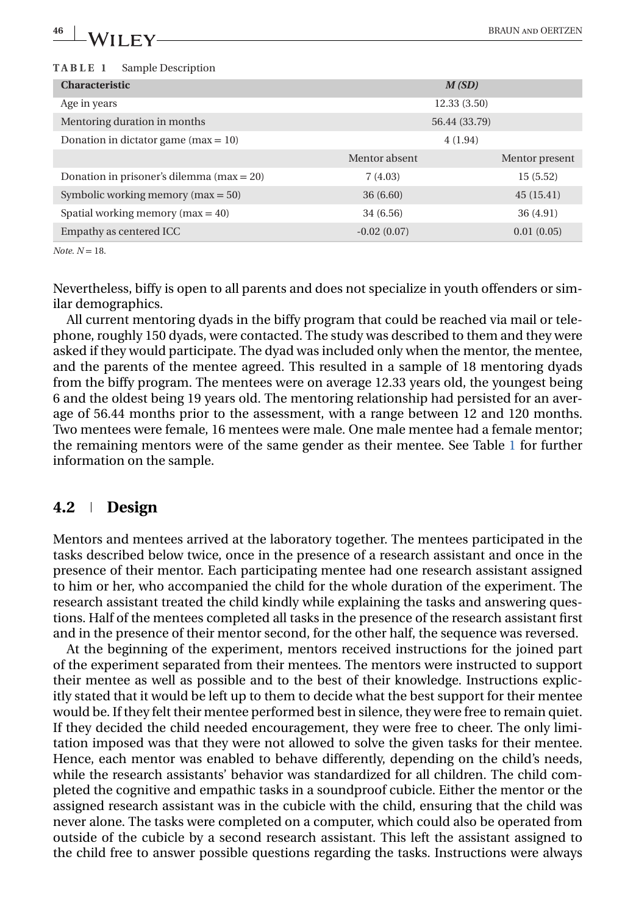**TABLE 1** Sample Description

| Characteristic | *M (SD)* | |
|---|---|---|
| Age in years | 12.33 (3.50) | |
| Mentoring duration in months | 56.44 (33.79) | |
| Donation in dictator game (max = 10) | 4 (1.94) | |
| | Mentor absent | Mentor present |
| Donation in prisoner's dilemma (max = 20) | 7 (4.03) | 15 (5.52) |
| Symbolic working memory (max = 50) | 36 (6.60) | 45 (15.41) |
| Spatial working memory (max = 40) | 34 (6.56) | 36 (4.91) |
| Empathy as centered ICC | -0.02 (0.07) | 0.01 (0.05) |

*Note.* $N = 18$.

Nevertheless, biffy is open to all parents and does not specialize in youth offenders or similar demographics.

All current mentoring dyads in the biffy program that could be reached via mail or telephone, roughly 150 dyads, were contacted. The study was described to them and they were asked if they would participate. The dyad was included only when the mentor, the mentee, and the parents of the mentee agreed. This resulted in a sample of 18 mentoring dyads from the biffy program. The mentees were on average 12.33 years old, the youngest being 6 and the oldest being 19 years old. The mentoring relationship had persisted for an average of 56.44 months prior to the assessment, with a range between 12 and 120 months. Two mentees were female, 16 mentees were male. One male mentee had a female mentor; the remaining mentors were of the same gender as their mentee. See Table 1 for further information on the sample.

## 4.2 | Design

Mentors and mentees arrived at the laboratory together. The mentees participated in the tasks described below twice, once in the presence of a research assistant and once in the presence of their mentor. Each participating mentee had one research assistant assigned to him or her, who accompanied the child for the whole duration of the experiment. The research assistant treated the child kindly while explaining the tasks and answering questions. Half of the mentees completed all tasks in the presence of the research assistant first and in the presence of their mentor second, for the other half, the sequence was reversed.

At the beginning of the experiment, mentors received instructions for the joined part of the experiment separated from their mentees. The mentors were instructed to support their mentee as well as possible and to the best of their knowledge. Instructions explicitly stated that it would be left up to them to decide what the best support for their mentee would be. If they felt their mentee performed best in silence, they were free to remain quiet. If they decided the child needed encouragement, they were free to cheer. The only limitation imposed was that they were not allowed to solve the given tasks for their mentee. Hence, each mentor was enabled to behave differently, depending on the child's needs, while the research assistants' behavior was standardized for all children. The child completed the cognitive and empathic tasks in a soundproof cubicle. Either the mentor or the assigned research assistant was in the cubicle with the child, ensuring that the child was never alone. The tasks were completed on a computer, which could also be operated from outside of the cubicle by a second research assistant. This left the assistant assigned to the child free to answer possible questions regarding the tasks. Instructions were always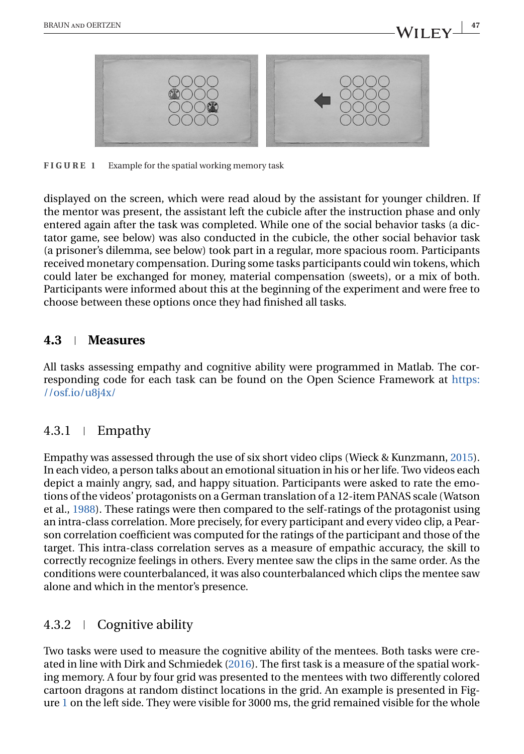FIGURE 1 Example for the spatial working memory task

displayed on the screen, which were read aloud by the assistant for younger children. If the mentor was present, the assistant left the cubicle after the instruction phase and only entered again after the task was completed. While one of the social behavior tasks (a dictator game, see below) was also conducted in the cubicle, the other social behavior task (a prisoner's dilemma, see below) took part in a regular, more spacious room. Participants received monetary compensation. During some tasks participants could win tokens, which could later be exchanged for money, material compensation (sweets), or a mix of both. Participants were informed about this at the beginning of the experiment and were free to choose between these options once they had finished all tasks.

## 4.3 | Measures

All tasks assessing empathy and cognitive ability were programmed in Matlab. The corresponding code for each task can be found on the Open Science Framework at https://osf.io/u8j4x/

### 4.3.1 | Empathy

Empathy was assessed through the use of six short video clips (Wieck & Kunzmann, 2015). In each video, a person talks about an emotional situation in his or her life. Two videos each depict a mainly angry, sad, and happy situation. Participants were asked to rate the emotions of the videos' protagonists on a German translation of a 12-item PANAS scale (Watson et al., 1988). These ratings were then compared to the self-ratings of the protagonist using an intra-class correlation. More precisely, for every participant and every video clip, a Pearson correlation coefficient was computed for the ratings of the participant and those of the target. This intra-class correlation serves as a measure of empathic accuracy, the skill to correctly recognize feelings in others. Every mentee saw the clips in the same order. As the conditions were counterbalanced, it was also counterbalanced which clips the mentee saw alone and which in the mentor's presence.

### 4.3.2 | Cognitive ability

Two tasks were used to measure the cognitive ability of the mentees. Both tasks were created in line with Dirk and Schmiedek (2016). The first task is a measure of the spatial working memory. A four by four grid was presented to the mentees with two differently colored cartoon dragons at random distinct locations in the grid. An example is presented in Figure 1 on the left side. They were visible for 3000 ms, the grid remained visible for the whole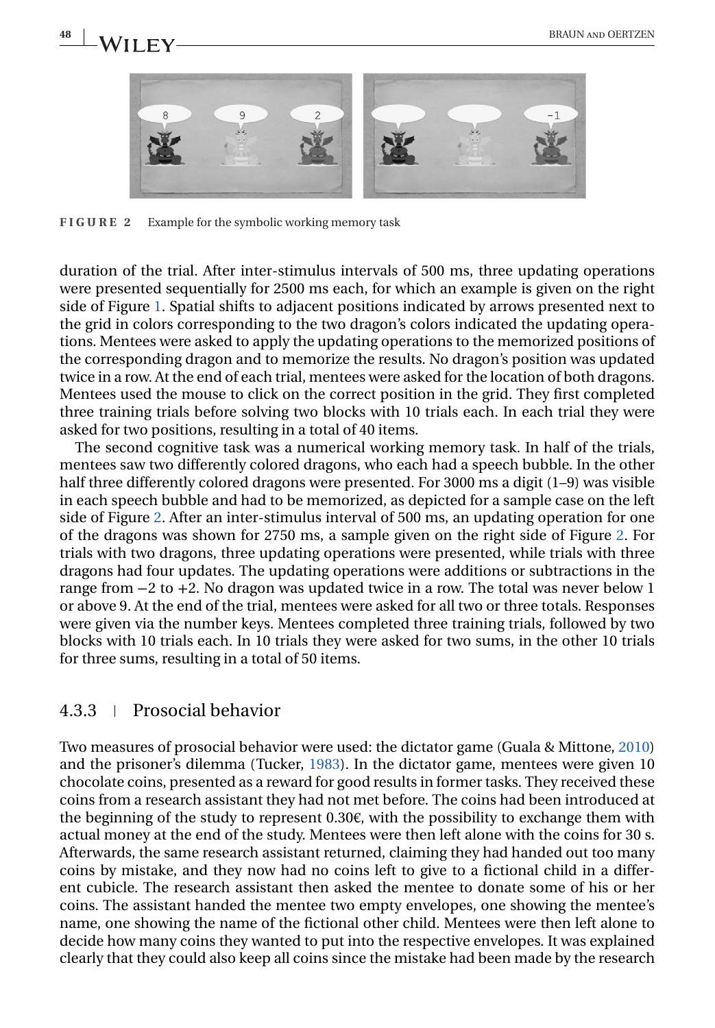**FIGURE 2** Example for the symbolic working memory task

duration of the trial. After inter-stimulus intervals of 500 ms, three updating operations were presented sequentially for 2500 ms each, for which an example is given on the right side of Figure 1. Spatial shifts to adjacent positions indicated by arrows presented next to the grid in colors corresponding to the two dragon's colors indicated the updating operations. Mentees were asked to apply the updating operations to the memorized positions of the corresponding dragon and to memorize the results. No dragon's position was updated twice in a row. At the end of each trial, mentees were asked for the location of both dragons. Mentees used the mouse to click on the correct position in the grid. They first completed three training trials before solving two blocks with 10 trials each. In each trial they were asked for two positions, resulting in a total of 40 items.

The second cognitive task was a numerical working memory task. In half of the trials, mentees saw two differently colored dragons, who each had a speech bubble. In the other half three differently colored dragons were presented. For 3000 ms a digit (1–9) was visible in each speech bubble and had to be memorized, as depicted for a sample case on the left side of Figure 2. After an inter-stimulus interval of 500 ms, an updating operation for one of the dragons was shown for 2750 ms, a sample given on the right side of Figure 2. For trials with two dragons, three updating operations were presented, while trials with three dragons had four updates. The updating operations were additions or subtractions in the range from −2 to +2. No dragon was updated twice in a row. The total was never below 1 or above 9. At the end of the trial, mentees were asked for all two or three totals. Responses were given via the number keys. Mentees completed three training trials, followed by two blocks with 10 trials each. In 10 trials they were asked for two sums, in the other 10 trials for three sums, resulting in a total of 50 items.

### 4.3.3 | Prosocial behavior

Two measures of prosocial behavior were used: the dictator game (Guala & Mittone, 2010) and the prisoner's dilemma (Tucker, 1983). In the dictator game, mentees were given 10 chocolate coins, presented as a reward for good results in former tasks. They received these coins from a research assistant they had not met before. The coins had been introduced at the beginning of the study to represent 0.30€, with the possibility to exchange them with actual money at the end of the study. Mentees were then left alone with the coins for 30 s. Afterwards, the same research assistant returned, claiming they had handed out too many coins by mistake, and they now had no coins left to give to a fictional child in a different cubicle. The research assistant then asked the mentee to donate some of his or her coins. The assistant handed the mentee two empty envelopes, one showing the mentee's name, one showing the name of the fictional other child. Mentees were then left alone to decide how many coins they wanted to put into the respective envelopes. It was explained clearly that they could also keep all coins since the mistake had been made by the research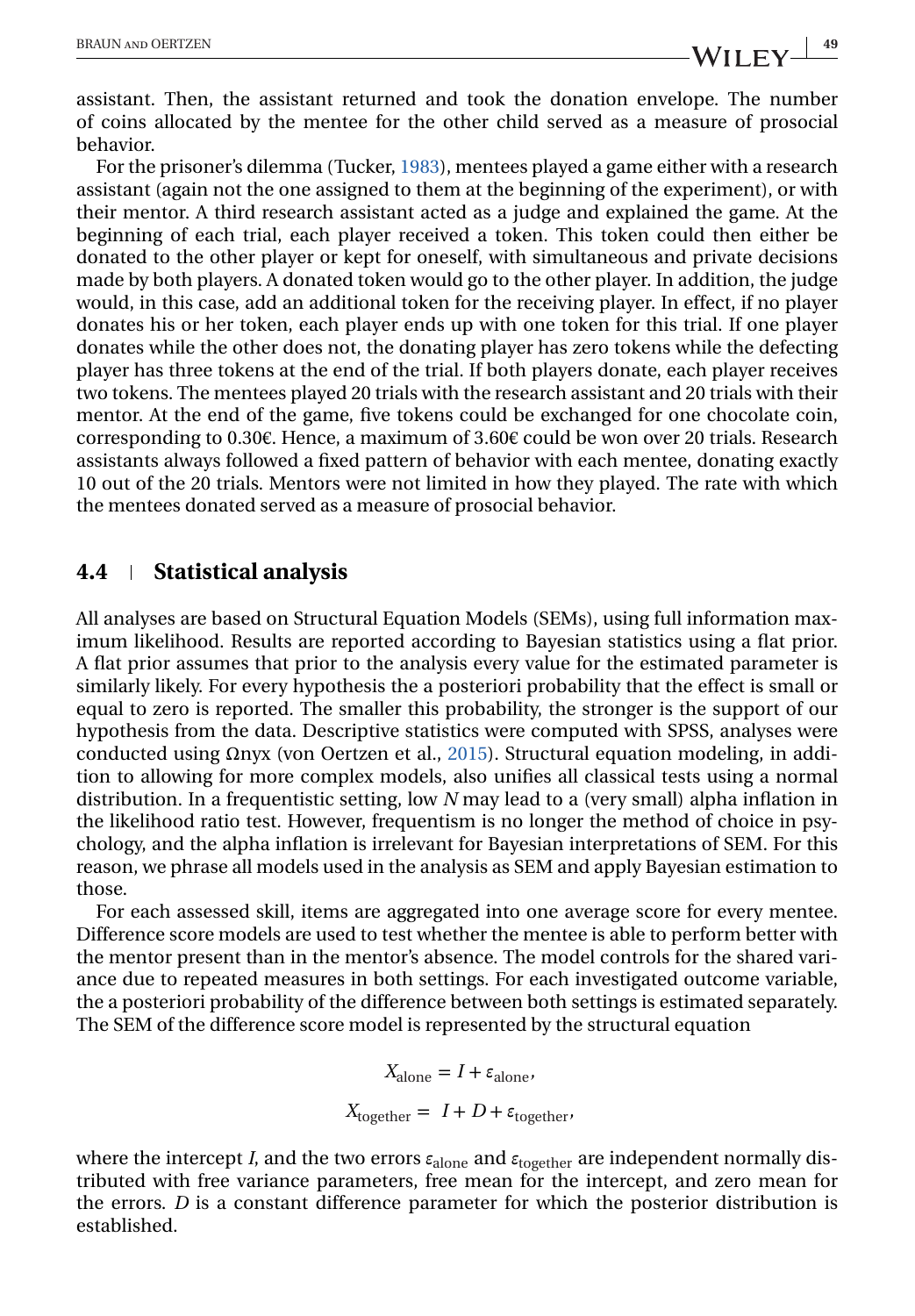assistant. Then, the assistant returned and took the donation envelope. The number of coins allocated by the mentee for the other child served as a measure of prosocial behavior.

For the prisoner's dilemma (Tucker, 1983), mentees played a game either with a research assistant (again not the one assigned to them at the beginning of the experiment), or with their mentor. A third research assistant acted as a judge and explained the game. At the beginning of each trial, each player received a token. This token could then either be donated to the other player or kept for oneself, with simultaneous and private decisions made by both players. A donated token would go to the other player. In addition, the judge would, in this case, add an additional token for the receiving player. In effect, if no player donates his or her token, each player ends up with one token for this trial. If one player donates while the other does not, the donating player has zero tokens while the defecting player has three tokens at the end of the trial. If both players donate, each player receives two tokens. The mentees played 20 trials with the research assistant and 20 trials with their mentor. At the end of the game, five tokens could be exchanged for one chocolate coin, corresponding to 0.30€. Hence, a maximum of 3.60€ could be won over 20 trials. Research assistants always followed a fixed pattern of behavior with each mentee, donating exactly 10 out of the 20 trials. Mentors were not limited in how they played. The rate with which the mentees donated served as a measure of prosocial behavior.

## 4.4 Statistical analysis

All analyses are based on Structural Equation Models (SEMs), using full information maximum likelihood. Results are reported according to Bayesian statistics using a flat prior. A flat prior assumes that prior to the analysis every value for the estimated parameter is similarly likely. For every hypothesis the a posteriori probability that the effect is small or equal to zero is reported. The smaller this probability, the stronger is the support of our hypothesis from the data. Descriptive statistics were computed with SPSS, analyses were conducted using Ωnyx (von Oertzen et al., 2015). Structural equation modeling, in addition to allowing for more complex models, also unifies all classical tests using a normal distribution. In a frequentistic setting, low $N$ may lead to a (very small) alpha inflation in the likelihood ratio test. However, frequentism is no longer the method of choice in psychology, and the alpha inflation is irrelevant for Bayesian interpretations of SEM. For this reason, we phrase all models used in the analysis as SEM and apply Bayesian estimation to those.

For each assessed skill, items are aggregated into one average score for every mentee. Difference score models are used to test whether the mentee is able to perform better with the mentor present than in the mentor's absence. The model controls for the shared variance due to repeated measures in both settings. For each investigated outcome variable, the a posteriori probability of the difference between both settings is estimated separately. The SEM of the difference score model is represented by the structural equation

$$X_{\text{alone}} = I + \varepsilon_{\text{alone}},$$

$$X_{\text{together}} = I + D + \varepsilon_{\text{together}},$$

where the intercept $I$, and the two errors $\varepsilon_{\text{alone}}$ and $\varepsilon_{\text{together}}$ are independent normally distributed with free variance parameters, free mean for the intercept, and zero mean for the errors. $D$ is a constant difference parameter for which the posterior distribution is established.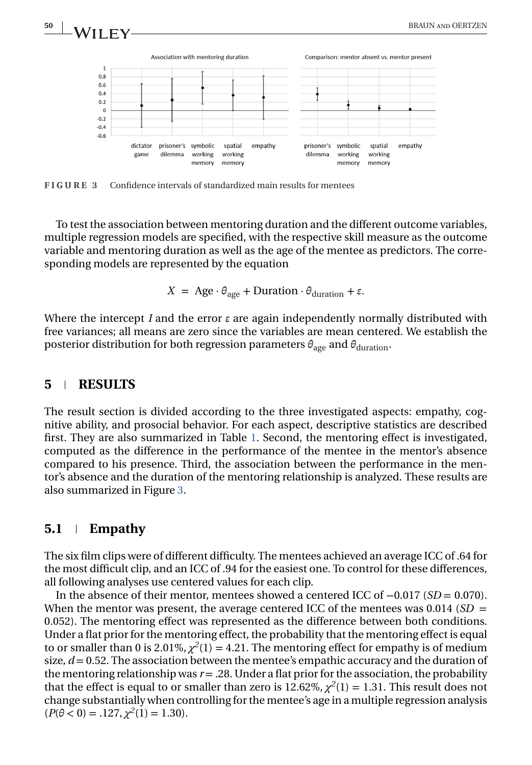**FIGURE 3** Confidence intervals of standardized main results for mentees

To test the association between mentoring duration and the different outcome variables, multiple regression models are specified, with the respective skill measure as the outcome variable and mentoring duration as well as the age of the mentee as predictors. The corresponding models are represented by the equation

$$X = \text{Age} \cdot \theta_{\text{age}} + \text{Duration} \cdot \theta_{\text{duration}} + \varepsilon.$$

Where the intercept $I$ and the error $\varepsilon$ are again independently normally distributed with free variances; all means are zero since the variables are mean centered. We establish the posterior distribution for both regression parameters $\theta_{\text{age}}$ and $\theta_{\text{duration}}$.

## 5 RESULTS

The result section is divided according to the three investigated aspects: empathy, cognitive ability, and prosocial behavior. For each aspect, descriptive statistics are described first. They are also summarized in Table 1. Second, the mentoring effect is investigated, computed as the difference in the performance of the mentee in the mentor's absence compared to his presence. Third, the association between the performance in the mentor's absence and the duration of the mentoring relationship is analyzed. These results are also summarized in Figure 3.

### 5.1 Empathy

The six film clips were of different difficulty. The mentees achieved an average ICC of .64 for the most difficult clip, and an ICC of .94 for the easiest one. To control for these differences, all following analyses use centered values for each clip.

In the absence of their mentor, mentees showed a centered ICC of −0.017 ($SD$ = 0.070). When the mentor was present, the average centered ICC of the mentees was 0.014 ($SD$ = 0.052). The mentoring effect was represented as the difference between both conditions. Under a flat prior for the mentoring effect, the probability that the mentoring effect is equal to or smaller than 0 is 2.01%, $\chi^2(1) = 4.21$. The mentoring effect for empathy is of medium size, $d = 0.52$. The association between the mentee's empathic accuracy and the duration of the mentoring relationship was $r = .28$. Under a flat prior for the association, the probability that the effect is equal to or smaller than zero is 12.62%, $\chi^2(1) = 1.31$. This result does not change substantially when controlling for the mentee's age in a multiple regression analysis ($P(\theta < 0) = .127$, $\chi^2(1) = 1.30$).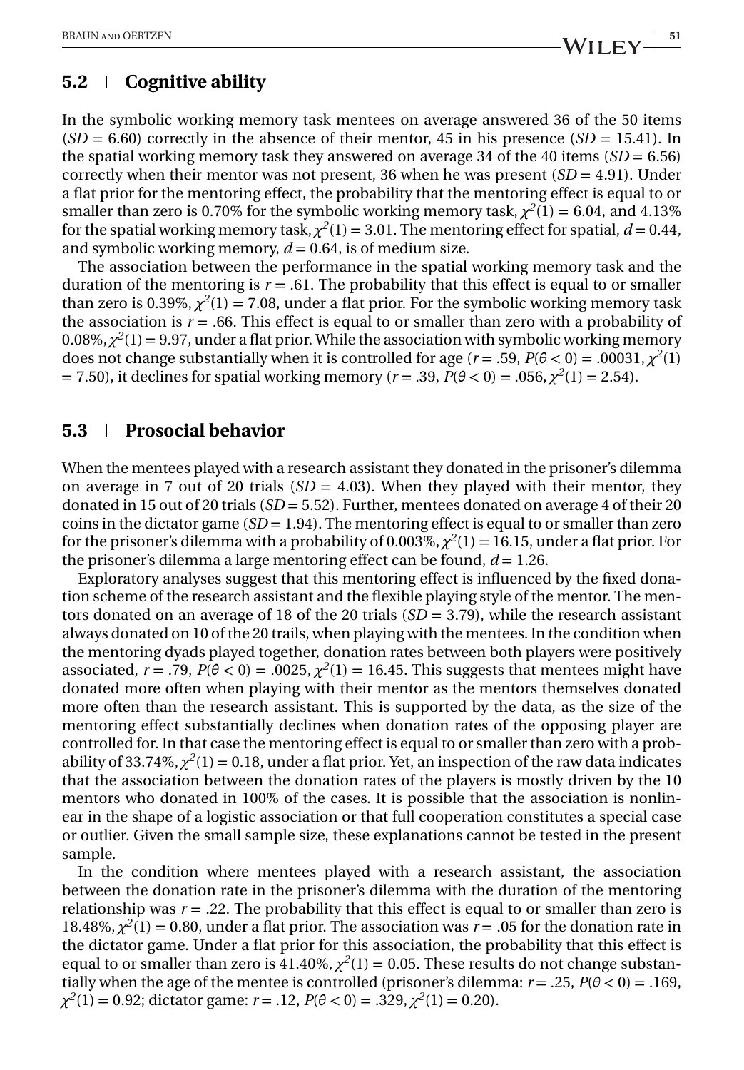## 5.2 | Cognitive ability

In the symbolic working memory task mentees on average answered 36 of the 50 items ($SD$ = 6.60) correctly in the absence of their mentor, 45 in his presence ($SD$ = 15.41). In the spatial working memory task they answered on average 34 of the 40 items ($SD$ = 6.56) correctly when their mentor was not present, 36 when he was present ($SD$ = 4.91). Under a flat prior for the mentoring effect, the probability that the mentoring effect is equal to or smaller than zero is 0.70% for the symbolic working memory task, $\chi^2(1) = 6.04$, and 4.13% for the spatial working memory task, $\chi^2(1) = 3.01$. The mentoring effect for spatial, $d = 0.44$, and symbolic working memory, $d = 0.64$, is of medium size.

The association between the performance in the spatial working memory task and the duration of the mentoring is $r = .61$. The probability that this effect is equal to or smaller than zero is 0.39%, $\chi^2(1) = 7.08$, under a flat prior. For the symbolic working memory task the association is $r = .66$. This effect is equal to or smaller than zero with a probability of 0.08%, $\chi^2(1) = 9.97$, under a flat prior. While the association with symbolic working memory does not change substantially when it is controlled for age ($r = .59$, $P(\theta < 0) = .00031$, $\chi^2(1) = 7.50$), it declines for spatial working memory ($r = .39$, $P(\theta < 0) = .056$, $\chi^2(1) = 2.54$).

## 5.3 | Prosocial behavior

When the mentees played with a research assistant they donated in the prisoner's dilemma on average in 7 out of 20 trials ($SD$ = 4.03). When they played with their mentor, they donated in 15 out of 20 trials ($SD$ = 5.52). Further, mentees donated on average 4 of their 20 coins in the dictator game ($SD$ = 1.94). The mentoring effect is equal to or smaller than zero for the prisoner's dilemma with a probability of 0.003%, $\chi^2(1) = 16.15$, under a flat prior. For the prisoner's dilemma a large mentoring effect can be found, $d = 1.26$.

Exploratory analyses suggest that this mentoring effect is influenced by the fixed donation scheme of the research assistant and the flexible playing style of the mentor. The mentors donated on an average of 18 of the 20 trials ($SD$ = 3.79), while the research assistant always donated on 10 of the 20 trails, when playing with the mentees. In the condition when the mentoring dyads played together, donation rates between both players were positively associated, $r = .79$, $P(\theta < 0) = .0025$, $\chi^2(1) = 16.45$. This suggests that mentees might have donated more often when playing with their mentor as the mentors themselves donated more often than the research assistant. This is supported by the data, as the size of the mentoring effect substantially declines when donation rates of the opposing player are controlled for. In that case the mentoring effect is equal to or smaller than zero with a probability of 33.74%, $\chi^2(1) = 0.18$, under a flat prior. Yet, an inspection of the raw data indicates that the association between the donation rates of the players is mostly driven by the 10 mentors who donated in 100% of the cases. It is possible that the association is nonlinear in the shape of a logistic association or that full cooperation constitutes a special case or outlier. Given the small sample size, these explanations cannot be tested in the present sample.

In the condition where mentees played with a research assistant, the association between the donation rate in the prisoner's dilemma with the duration of the mentoring relationship was $r = .22$. The probability that this effect is equal to or smaller than zero is 18.48%, $\chi^2(1) = 0.80$, under a flat prior. The association was $r = .05$ for the donation rate in the dictator game. Under a flat prior for this association, the probability that this effect is equal to or smaller than zero is 41.40%, $\chi^2(1) = 0.05$. These results do not change substantially when the age of the mentee is controlled (prisoner's dilemma: $r = .25$, $P(\theta < 0) = .169$, $\chi^2(1) = 0.92$; dictator game: $r = .12$, $P(\theta < 0) = .329$, $\chi^2(1) = 0.20$).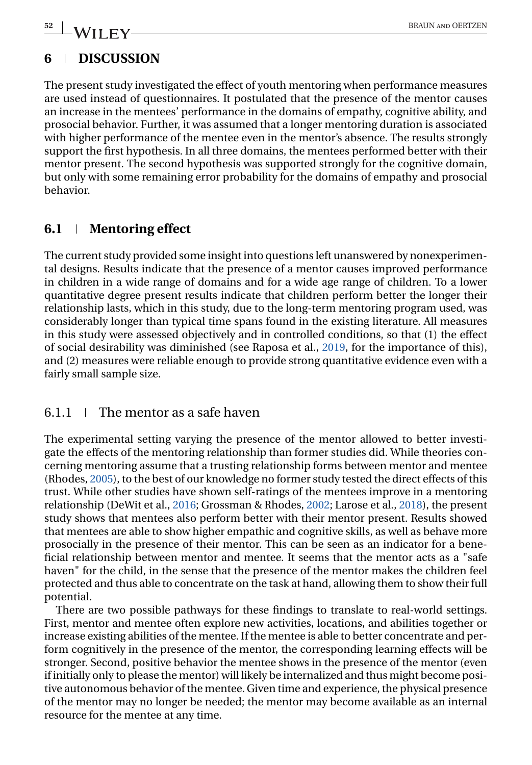## 6 | DISCUSSION

The present study investigated the effect of youth mentoring when performance measures are used instead of questionnaires. It postulated that the presence of the mentor causes an increase in the mentees' performance in the domains of empathy, cognitive ability, and prosocial behavior. Further, it was assumed that a longer mentoring duration is associated with higher performance of the mentee even in the mentor's absence. The results strongly support the first hypothesis. In all three domains, the mentees performed better with their mentor present. The second hypothesis was supported strongly for the cognitive domain, but only with some remaining error probability for the domains of empathy and prosocial behavior.

### 6.1 | Mentoring effect

The current study provided some insight into questions left unanswered by nonexperimental designs. Results indicate that the presence of a mentor causes improved performance in children in a wide range of domains and for a wide age range of children. To a lower quantitative degree present results indicate that children perform better the longer their relationship lasts, which in this study, due to the long-term mentoring program used, was considerably longer than typical time spans found in the existing literature. All measures in this study were assessed objectively and in controlled conditions, so that (1) the effect of social desirability was diminished (see Raposa et al., 2019, for the importance of this), and (2) measures were reliable enough to provide strong quantitative evidence even with a fairly small sample size.

#### 6.1.1 | The mentor as a safe haven

The experimental setting varying the presence of the mentor allowed to better investigate the effects of the mentoring relationship than former studies did. While theories concerning mentoring assume that a trusting relationship forms between mentor and mentee (Rhodes, 2005), to the best of our knowledge no former study tested the direct effects of this trust. While other studies have shown self-ratings of the mentees improve in a mentoring relationship (DeWit et al., 2016; Grossman & Rhodes, 2002; Larose et al., 2018), the present study shows that mentees also perform better with their mentor present. Results showed that mentees are able to show higher empathic and cognitive skills, as well as behave more prosocially in the presence of their mentor. This can be seen as an indicator for a beneficial relationship between mentor and mentee. It seems that the mentor acts as a "safe haven" for the child, in the sense that the presence of the mentor makes the children feel protected and thus able to concentrate on the task at hand, allowing them to show their full potential.

There are two possible pathways for these findings to translate to real-world settings. First, mentor and mentee often explore new activities, locations, and abilities together or increase existing abilities of the mentee. If the mentee is able to better concentrate and perform cognitively in the presence of the mentor, the corresponding learning effects will be stronger. Second, positive behavior the mentee shows in the presence of the mentor (even if initially only to please the mentor) will likely be internalized and thus might become positive autonomous behavior of the mentee. Given time and experience, the physical presence of the mentor may no longer be needed; the mentor may become available as an internal resource for the mentee at any time.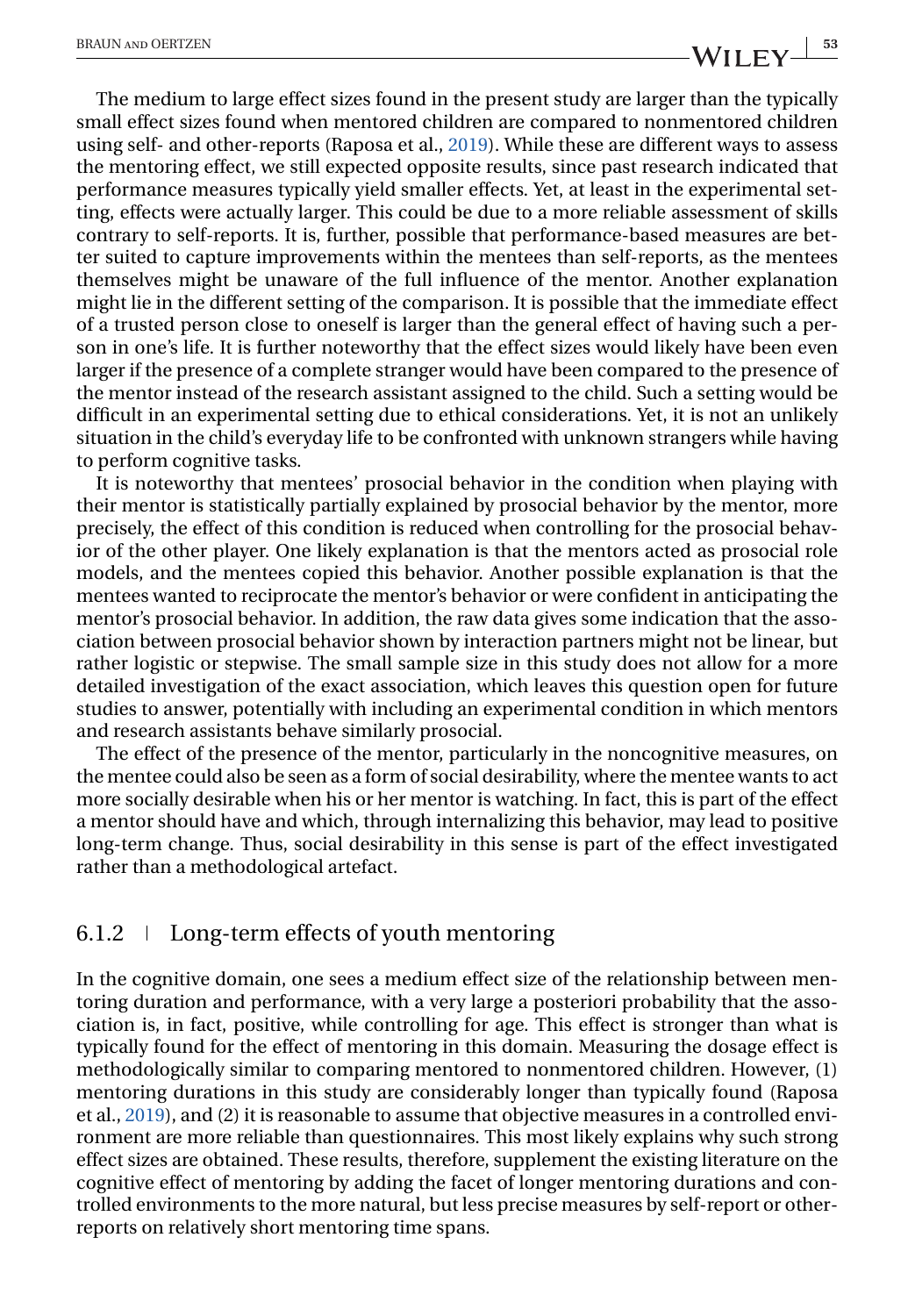The medium to large effect sizes found in the present study are larger than the typically small effect sizes found when mentored children are compared to nonmentored children using self- and other-reports (Raposa et al., 2019). While these are different ways to assess the mentoring effect, we still expected opposite results, since past research indicated that performance measures typically yield smaller effects. Yet, at least in the experimental setting, effects were actually larger. This could be due to a more reliable assessment of skills contrary to self-reports. It is, further, possible that performance-based measures are better suited to capture improvements within the mentees than self-reports, as the mentees themselves might be unaware of the full influence of the mentor. Another explanation might lie in the different setting of the comparison. It is possible that the immediate effect of a trusted person close to oneself is larger than the general effect of having such a person in one's life. It is further noteworthy that the effect sizes would likely have been even larger if the presence of a complete stranger would have been compared to the presence of the mentor instead of the research assistant assigned to the child. Such a setting would be difficult in an experimental setting due to ethical considerations. Yet, it is not an unlikely situation in the child's everyday life to be confronted with unknown strangers while having to perform cognitive tasks.

It is noteworthy that mentees' prosocial behavior in the condition when playing with their mentor is statistically partially explained by prosocial behavior by the mentor, more precisely, the effect of this condition is reduced when controlling for the prosocial behavior of the other player. One likely explanation is that the mentors acted as prosocial role models, and the mentees copied this behavior. Another possible explanation is that the mentees wanted to reciprocate the mentor's behavior or were confident in anticipating the mentor's prosocial behavior. In addition, the raw data gives some indication that the association between prosocial behavior shown by interaction partners might not be linear, but rather logistic or stepwise. The small sample size in this study does not allow for a more detailed investigation of the exact association, which leaves this question open for future studies to answer, potentially with including an experimental condition in which mentors and research assistants behave similarly prosocial.

The effect of the presence of the mentor, particularly in the noncognitive measures, on the mentee could also be seen as a form of social desirability, where the mentee wants to act more socially desirable when his or her mentor is watching. In fact, this is part of the effect a mentor should have and which, through internalizing this behavior, may lead to positive long-term change. Thus, social desirability in this sense is part of the effect investigated rather than a methodological artefact.

### 6.1.2 | Long-term effects of youth mentoring

In the cognitive domain, one sees a medium effect size of the relationship between mentoring duration and performance, with a very large a posteriori probability that the association is, in fact, positive, while controlling for age. This effect is stronger than what is typically found for the effect of mentoring in this domain. Measuring the dosage effect is methodologically similar to comparing mentored to nonmentored children. However, (1) mentoring durations in this study are considerably longer than typically found (Raposa et al., 2019), and (2) it is reasonable to assume that objective measures in a controlled environment are more reliable than questionnaires. This most likely explains why such strong effect sizes are obtained. These results, therefore, supplement the existing literature on the cognitive effect of mentoring by adding the facet of longer mentoring durations and controlled environments to the more natural, but less precise measures by self-report or other-reports on relatively short mentoring time spans.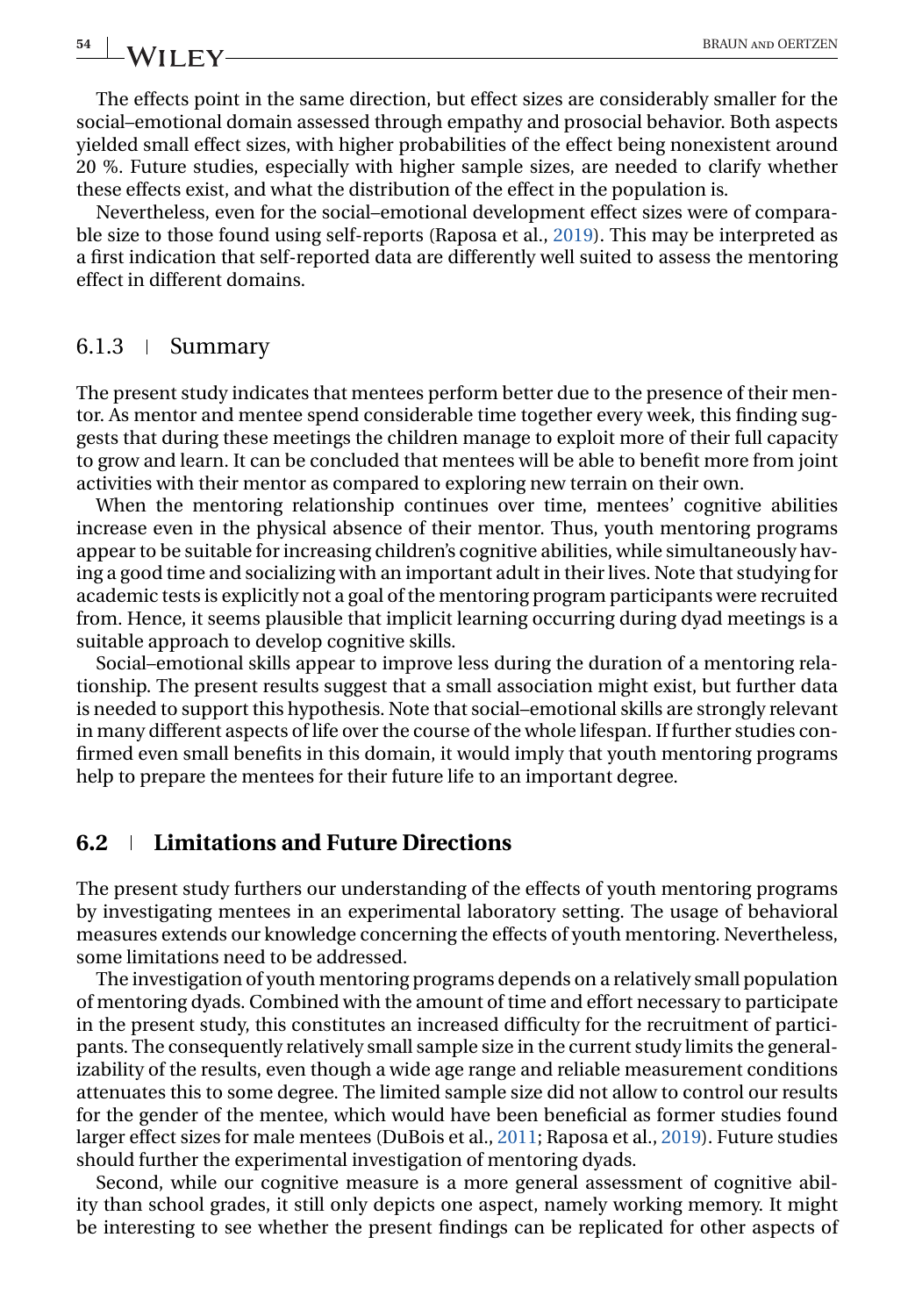The effects point in the same direction, but effect sizes are considerably smaller for the social–emotional domain assessed through empathy and prosocial behavior. Both aspects yielded small effect sizes, with higher probabilities of the effect being nonexistent around 20 %. Future studies, especially with higher sample sizes, are needed to clarify whether these effects exist, and what the distribution of the effect in the population is.

Nevertheless, even for the social–emotional development effect sizes were of comparable size to those found using self-reports (Raposa et al., 2019). This may be interpreted as a first indication that self-reported data are differently well suited to assess the mentoring effect in different domains.

### 6.1.3 | Summary

The present study indicates that mentees perform better due to the presence of their mentor. As mentor and mentee spend considerable time together every week, this finding suggests that during these meetings the children manage to exploit more of their full capacity to grow and learn. It can be concluded that mentees will be able to benefit more from joint activities with their mentor as compared to exploring new terrain on their own.

When the mentoring relationship continues over time, mentees' cognitive abilities increase even in the physical absence of their mentor. Thus, youth mentoring programs appear to be suitable for increasing children's cognitive abilities, while simultaneously having a good time and socializing with an important adult in their lives. Note that studying for academic tests is explicitly not a goal of the mentoring program participants were recruited from. Hence, it seems plausible that implicit learning occurring during dyad meetings is a suitable approach to develop cognitive skills.

Social–emotional skills appear to improve less during the duration of a mentoring relationship. The present results suggest that a small association might exist, but further data is needed to support this hypothesis. Note that social–emotional skills are strongly relevant in many different aspects of life over the course of the whole lifespan. If further studies confirmed even small benefits in this domain, it would imply that youth mentoring programs help to prepare the mentees for their future life to an important degree.

## 6.2 | Limitations and Future Directions

The present study furthers our understanding of the effects of youth mentoring programs by investigating mentees in an experimental laboratory setting. The usage of behavioral measures extends our knowledge concerning the effects of youth mentoring. Nevertheless, some limitations need to be addressed.

The investigation of youth mentoring programs depends on a relatively small population of mentoring dyads. Combined with the amount of time and effort necessary to participate in the present study, this constitutes an increased difficulty for the recruitment of participants. The consequently relatively small sample size in the current study limits the generalizability of the results, even though a wide age range and reliable measurement conditions attenuates this to some degree. The limited sample size did not allow to control our results for the gender of the mentee, which would have been beneficial as former studies found larger effect sizes for male mentees (DuBois et al., 2011; Raposa et al., 2019). Future studies should further the experimental investigation of mentoring dyads.

Second, while our cognitive measure is a more general assessment of cognitive ability than school grades, it still only depicts one aspect, namely working memory. It might be interesting to see whether the present findings can be replicated for other aspects of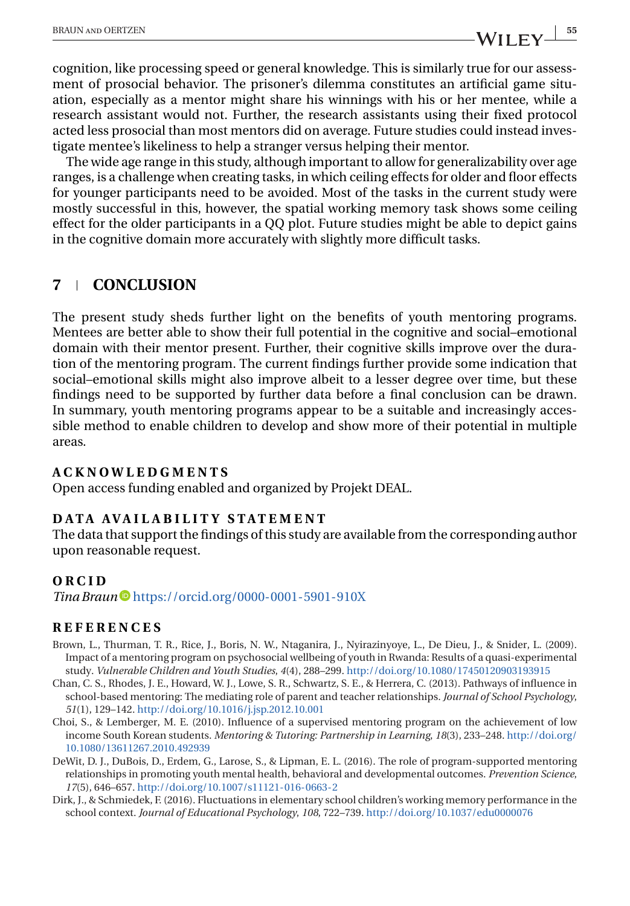cognition, like processing speed or general knowledge. This is similarly true for our assessment of prosocial behavior. The prisoner's dilemma constitutes an artificial game situation, especially as a mentor might share his winnings with his or her mentee, while a research assistant would not. Further, the research assistants using their fixed protocol acted less prosocial than most mentors did on average. Future studies could instead investigate mentee's likeliness to help a stranger versus helping their mentor.

The wide age range in this study, although important to allow for generalizability over age ranges, is a challenge when creating tasks, in which ceiling effects for older and floor effects for younger participants need to be avoided. Most of the tasks in the current study were mostly successful in this, however, the spatial working memory task shows some ceiling effect for the older participants in a QQ plot. Future studies might be able to depict gains in the cognitive domain more accurately with slightly more difficult tasks.

## 7 CONCLUSION

The present study sheds further light on the benefits of youth mentoring programs. Mentees are better able to show their full potential in the cognitive and social–emotional domain with their mentor present. Further, their cognitive skills improve over the duration of the mentoring program. The current findings further provide some indication that social–emotional skills might also improve albeit to a lesser degree over time, but these findings need to be supported by further data before a final conclusion can be drawn. In summary, youth mentoring programs appear to be a suitable and increasingly accessible method to enable children to develop and show more of their potential in multiple areas.

### ACKNOWLEDGMENTS

Open access funding enabled and organized by Projekt DEAL.

### DATA AVAILABILITY STATEMENT

The data that support the findings of this study are available from the corresponding author upon reasonable request.

### ORCID

*Tina Braun* https://orcid.org/0000-0001-5901-910X

### REFERENCES

Brown, L., Thurman, T. R., Rice, J., Boris, N. W., Ntaganira, J., Nyirazinyoye, L., De Dieu, J., & Snider, L. (2009). Impact of a mentoring program on psychosocial wellbeing of youth in Rwanda: Results of a quasi-experimental study. *Vulnerable Children and Youth Studies*, *4*(4), 288–299. http://doi.org/10.1080/17450120903193915

Chan, C. S., Rhodes, J. E., Howard, W. J., Lowe, S. R., Schwartz, S. E., & Herrera, C. (2013). Pathways of influence in school-based mentoring: The mediating role of parent and teacher relationships. *Journal of School Psychology*, *51*(1), 129–142. http://doi.org/10.1016/j.jsp.2012.10.001

Choi, S., & Lemberger, M. E. (2010). Influence of a supervised mentoring program on the achievement of low income South Korean students. *Mentoring & Tutoring: Partnership in Learning*, *18*(3), 233–248. http://doi.org/10.1080/13611267.2010.492939

DeWit, D. J., DuBois, D., Erdem, G., Larose, S., & Lipman, E. L. (2016). The role of program-supported mentoring relationships in promoting youth mental health, behavioral and developmental outcomes. *Prevention Science*, *17*(5), 646–657. http://doi.org/10.1007/s11121-016-0663-2

Dirk, J., & Schmiedek, F. (2016). Fluctuations in elementary school children's working memory performance in the school context. *Journal of Educational Psychology*, *108*, 722–739. http://doi.org/10.1037/edu0000076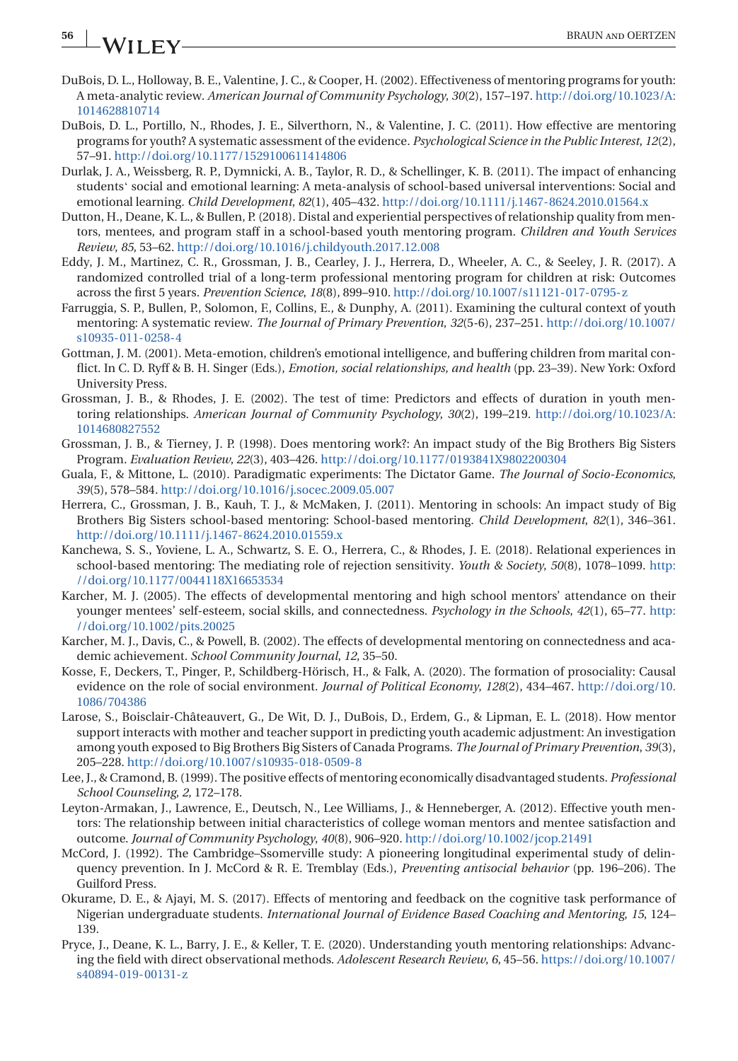DuBois, D. L., Holloway, B. E., Valentine, J. C., & Cooper, H. (2002). Effectiveness of mentoring programs for youth: A meta-analytic review. *American Journal of Community Psychology*, *30*(2), 157–197. http://doi.org/10.1023/A:1014628810714

DuBois, D. L., Portillo, N., Rhodes, J. E., Silverthorn, N., & Valentine, J. C. (2011). How effective are mentoring programs for youth? A systematic assessment of the evidence. *Psychological Science in the Public Interest*, *12*(2), 57–91. http://doi.org/10.1177/1529100611414806

Durlak, J. A., Weissberg, R. P., Dymnicki, A. B., Taylor, R. D., & Schellinger, K. B. (2011). The impact of enhancing students' social and emotional learning: A meta-analysis of school-based universal interventions: Social and emotional learning. *Child Development*, *82*(1), 405–432. http://doi.org/10.1111/j.1467-8624.2010.01564.x

Dutton, H., Deane, K. L., & Bullen, P. (2018). Distal and experiential perspectives of relationship quality from mentors, mentees, and program staff in a school-based youth mentoring program. *Children and Youth Services Review*, *85*, 53–62. http://doi.org/10.1016/j.childyouth.2017.12.008

Eddy, J. M., Martinez, C. R., Grossman, J. B., Cearley, J. J., Herrera, D., Wheeler, A. C., & Seeley, J. R. (2017). A randomized controlled trial of a long-term professional mentoring program for children at risk: Outcomes across the first 5 years. *Prevention Science*, *18*(8), 899–910. http://doi.org/10.1007/s11121-017-0795-z

Farruggia, S. P., Bullen, P., Solomon, F., Collins, E., & Dunphy, A. (2011). Examining the cultural context of youth mentoring: A systematic review. *The Journal of Primary Prevention*, *32*(5-6), 237–251. http://doi.org/10.1007/s10935-011-0258-4

Gottman, J. M. (2001). Meta-emotion, children's emotional intelligence, and buffering children from marital conflict. In C. D. Ryff & B. H. Singer (Eds.), *Emotion, social relationships, and health* (pp. 23–39). New York: Oxford University Press.

Grossman, J. B., & Rhodes, J. E. (2002). The test of time: Predictors and effects of duration in youth mentoring relationships. *American Journal of Community Psychology*, *30*(2), 199–219. http://doi.org/10.1023/A:1014680827552

Grossman, J. B., & Tierney, J. P. (1998). Does mentoring work?: An impact study of the Big Brothers Big Sisters Program. *Evaluation Review*, *22*(3), 403–426. http://doi.org/10.1177/0193841X9802200304

Guala, F., & Mittone, L. (2010). Paradigmatic experiments: The Dictator Game. *The Journal of Socio-Economics*, *39*(5), 578–584. http://doi.org/10.1016/j.socec.2009.05.007

Herrera, C., Grossman, J. B., Kauh, T. J., & McMaken, J. (2011). Mentoring in schools: An impact study of Big Brothers Big Sisters school-based mentoring: School-based mentoring. *Child Development*, *82*(1), 346–361. http://doi.org/10.1111/j.1467-8624.2010.01559.x

Kanchewa, S. S., Yoviene, L. A., Schwartz, S. E. O., Herrera, C., & Rhodes, J. E. (2018). Relational experiences in school-based mentoring: The mediating role of rejection sensitivity. *Youth & Society*, *50*(8), 1078–1099. http://doi.org/10.1177/0044118X16653534

Karcher, M. J. (2005). The effects of developmental mentoring and high school mentors' attendance on their younger mentees' self-esteem, social skills, and connectedness. *Psychology in the Schools*, *42*(1), 65–77. http://doi.org/10.1002/pits.20025

Karcher, M. J., Davis, C., & Powell, B. (2002). The effects of developmental mentoring on connectedness and academic achievement. *School Community Journal*, *12*, 35–50.

Kosse, F., Deckers, T., Pinger, P., Schildberg-Hörisch, H., & Falk, A. (2020). The formation of prosociality: Causal evidence on the role of social environment. *Journal of Political Economy*, *128*(2), 434–467. http://doi.org/10.1086/704386

Larose, S., Boisclair-Châteauvert, G., De Wit, D. J., DuBois, D., Erdem, G., & Lipman, E. L. (2018). How mentor support interacts with mother and teacher support in predicting youth academic adjustment: An investigation among youth exposed to Big Brothers Big Sisters of Canada Programs. *The Journal of Primary Prevention*, *39*(3), 205–228. http://doi.org/10.1007/s10935-018-0509-8

Lee, J., & Cramond, B. (1999). The positive effects of mentoring economically disadvantaged students. *Professional School Counseling*, *2*, 172–178.

Leyton-Armakan, J., Lawrence, E., Deutsch, N., Lee Williams, J., & Henneberger, A. (2012). Effective youth mentors: The relationship between initial characteristics of college woman mentors and mentee satisfaction and outcome. *Journal of Community Psychology*, *40*(8), 906–920. http://doi.org/10.1002/jcop.21491

McCord, J. (1992). The Cambridge–Ssomerville study: A pioneering longitudinal experimental study of delinquency prevention. In J. McCord & R. E. Tremblay (Eds.), *Preventing antisocial behavior* (pp. 196–206). The Guilford Press.

Okurame, D. E., & Ajayi, M. S. (2017). Effects of mentoring and feedback on the cognitive task performance of Nigerian undergraduate students. *International Journal of Evidence Based Coaching and Mentoring*, *15*, 124–139.

Pryce, J., Deane, K. L., Barry, J. E., & Keller, T. E. (2020). Understanding youth mentoring relationships: Advancing the field with direct observational methods. *Adolescent Research Review*, *6*, 45–56. https://doi.org/10.1007/s40894-019-00131-z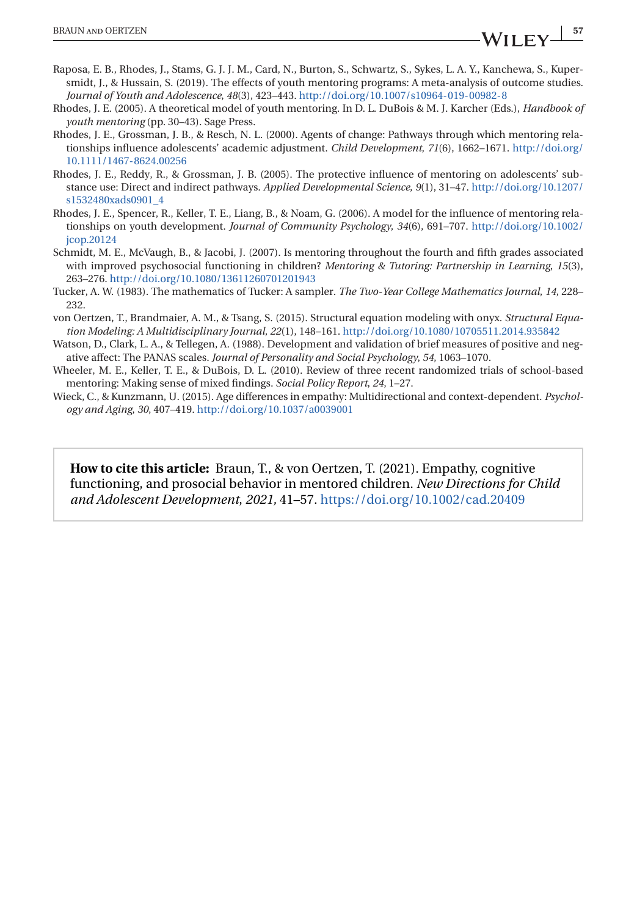Raposa, E. B., Rhodes, J., Stams, G. J. J. M., Card, N., Burton, S., Schwartz, S., Sykes, L. A. Y., Kanchewa, S., Kupersmidt, J., & Hussain, S. (2019). The effects of youth mentoring programs: A meta-analysis of outcome studies. *Journal of Youth and Adolescence*, *48*(3), 423–443. http://doi.org/10.1007/s10964-019-00982-8

Rhodes, J. E. (2005). A theoretical model of youth mentoring. In D. L. DuBois & M. J. Karcher (Eds.), *Handbook of youth mentoring* (pp. 30–43). Sage Press.

Rhodes, J. E., Grossman, J. B., & Resch, N. L. (2000). Agents of change: Pathways through which mentoring relationships influence adolescents' academic adjustment. *Child Development*, *71*(6), 1662–1671. http://doi.org/10.1111/1467-8624.00256

Rhodes, J. E., Reddy, R., & Grossman, J. B. (2005). The protective influence of mentoring on adolescents' substance use: Direct and indirect pathways. *Applied Developmental Science*, *9*(1), 31–47. http://doi.org/10.1207/s1532480xads0901_4

Rhodes, J. E., Spencer, R., Keller, T. E., Liang, B., & Noam, G. (2006). A model for the influence of mentoring relationships on youth development. *Journal of Community Psychology*, *34*(6), 691–707. http://doi.org/10.1002/jcop.20124

Schmidt, M. E., McVaugh, B., & Jacobi, J. (2007). Is mentoring throughout the fourth and fifth grades associated with improved psychosocial functioning in children? *Mentoring & Tutoring: Partnership in Learning*, *15*(3), 263–276. http://doi.org/10.1080/13611260701201943

Tucker, A. W. (1983). The mathematics of Tucker: A sampler. *The Two-Year College Mathematics Journal*, *14*, 228–232.

von Oertzen, T., Brandmaier, A. M., & Tsang, S. (2015). Structural equation modeling with onyx. *Structural Equation Modeling: A Multidisciplinary Journal*, *22*(1), 148–161. http://doi.org/10.1080/10705511.2014.935842

Watson, D., Clark, L. A., & Tellegen, A. (1988). Development and validation of brief measures of positive and negative affect: The PANAS scales. *Journal of Personality and Social Psychology*, *54*, 1063–1070.

Wheeler, M. E., Keller, T. E., & DuBois, D. L. (2010). Review of three recent randomized trials of school-based mentoring: Making sense of mixed findings. *Social Policy Report*, *24*, 1–27.

Wieck, C., & Kunzmann, U. (2015). Age differences in empathy: Multidirectional and context-dependent. *Psychology and Aging*, *30*, 407–419. http://doi.org/10.1037/a0039001

**How to cite this article:** Braun, T., & von Oertzen, T. (2021). Empathy, cognitive functioning, and prosocial behavior in mentored children. *New Directions for Child and Adolescent Development*, *2021*, 41–57. https://doi.org/10.1002/cad.20409